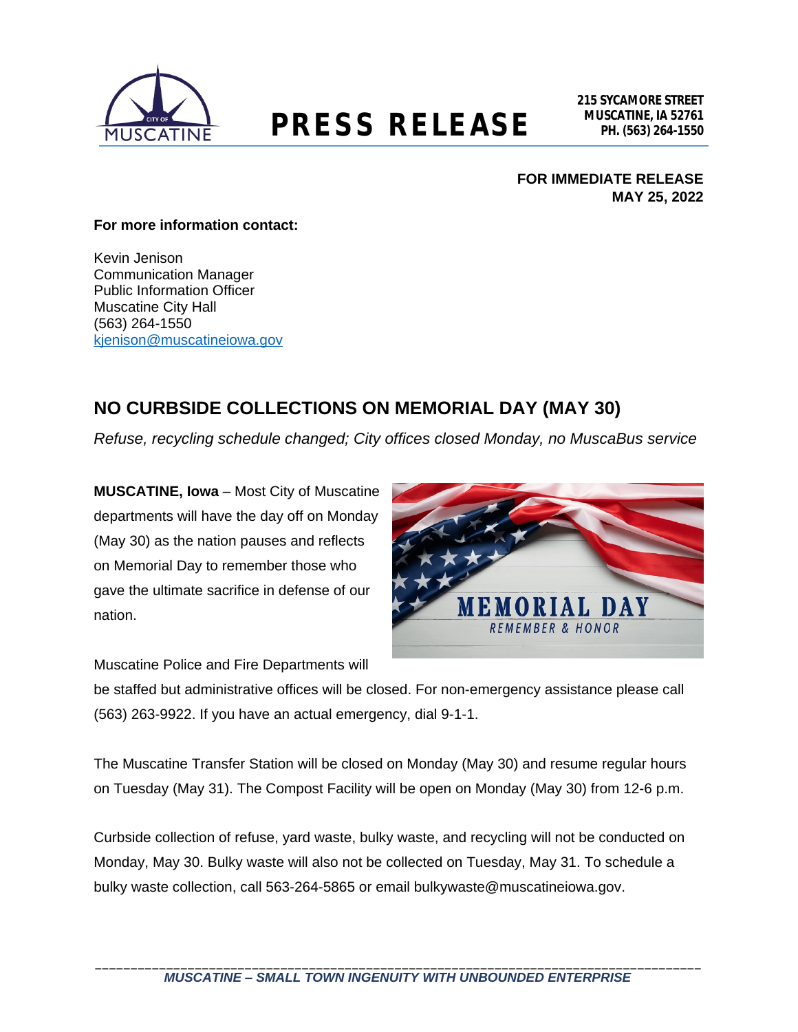# PRESS RELEASE

**215 SYCAMORE STREET**
**MUSCATINE, IA 52761**
**PH. (563) 264-1550**

**FOR IMMEDIATE RELEASE**
**MAY 25, 2022**

**For more information contact:**

Kevin Jenison
Communication Manager
Public Information Officer
Muscatine City Hall
(563) 264-1550
kjenison@muscatineiowa.gov

## NO CURBSIDE COLLECTIONS ON MEMORIAL DAY (MAY 30)

*Refuse, recycling schedule changed; City offices closed Monday, no MuscaBus service*

**MUSCATINE, Iowa** – Most City of Muscatine departments will have the day off on Monday (May 30) as the nation pauses and reflects on Memorial Day to remember those who gave the ultimate sacrifice in defense of our nation.

Muscatine Police and Fire Departments will be staffed but administrative offices will be closed. For non-emergency assistance please call (563) 263-9922. If you have an actual emergency, dial 9-1-1.

The Muscatine Transfer Station will be closed on Monday (May 30) and resume regular hours on Tuesday (May 31). The Compost Facility will be open on Monday (May 30) from 12-6 p.m.

Curbside collection of refuse, yard waste, bulky waste, and recycling will not be conducted on Monday, May 30. Bulky waste will also not be collected on Tuesday, May 31. To schedule a bulky waste collection, call 563-264-5865 or email bulkywaste@muscatineiowa.gov.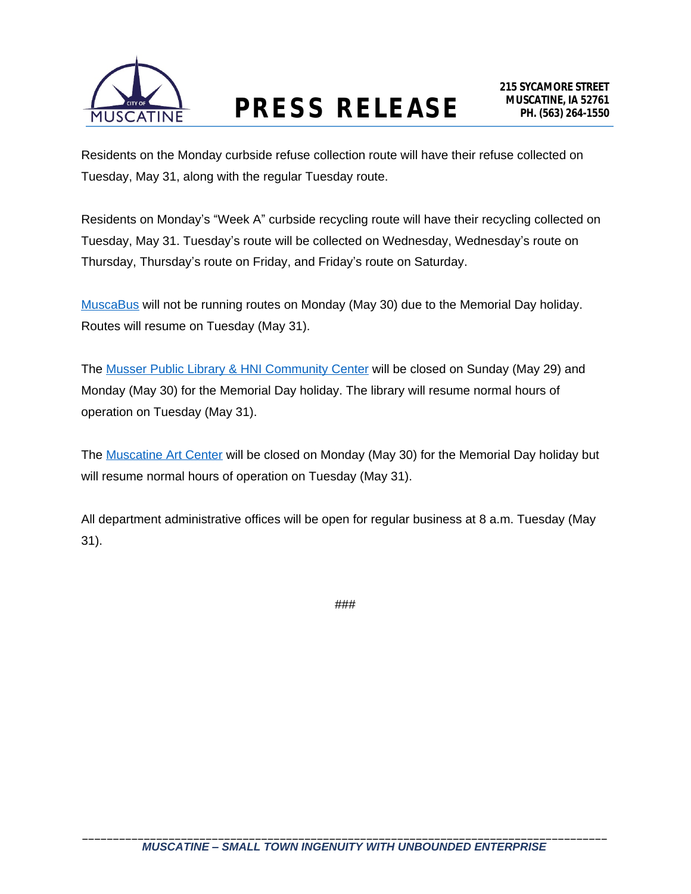Residents on the Monday curbside refuse collection route will have their refuse collected on Tuesday, May 31, along with the regular Tuesday route.

Residents on Monday's "Week A" curbside recycling route will have their recycling collected on Tuesday, May 31. Tuesday's route will be collected on Wednesday, Wednesday's route on Thursday, Thursday's route on Friday, and Friday's route on Saturday.

MuscaBus will not be running routes on Monday (May 30) due to the Memorial Day holiday. Routes will resume on Tuesday (May 31).

The Musser Public Library & HNI Community Center will be closed on Sunday (May 29) and Monday (May 30) for the Memorial Day holiday. The library will resume normal hours of operation on Tuesday (May 31).

The Muscatine Art Center will be closed on Monday (May 30) for the Memorial Day holiday but will resume normal hours of operation on Tuesday (May 31).

All department administrative offices will be open for regular business at 8 a.m. Tuesday (May 31).

###